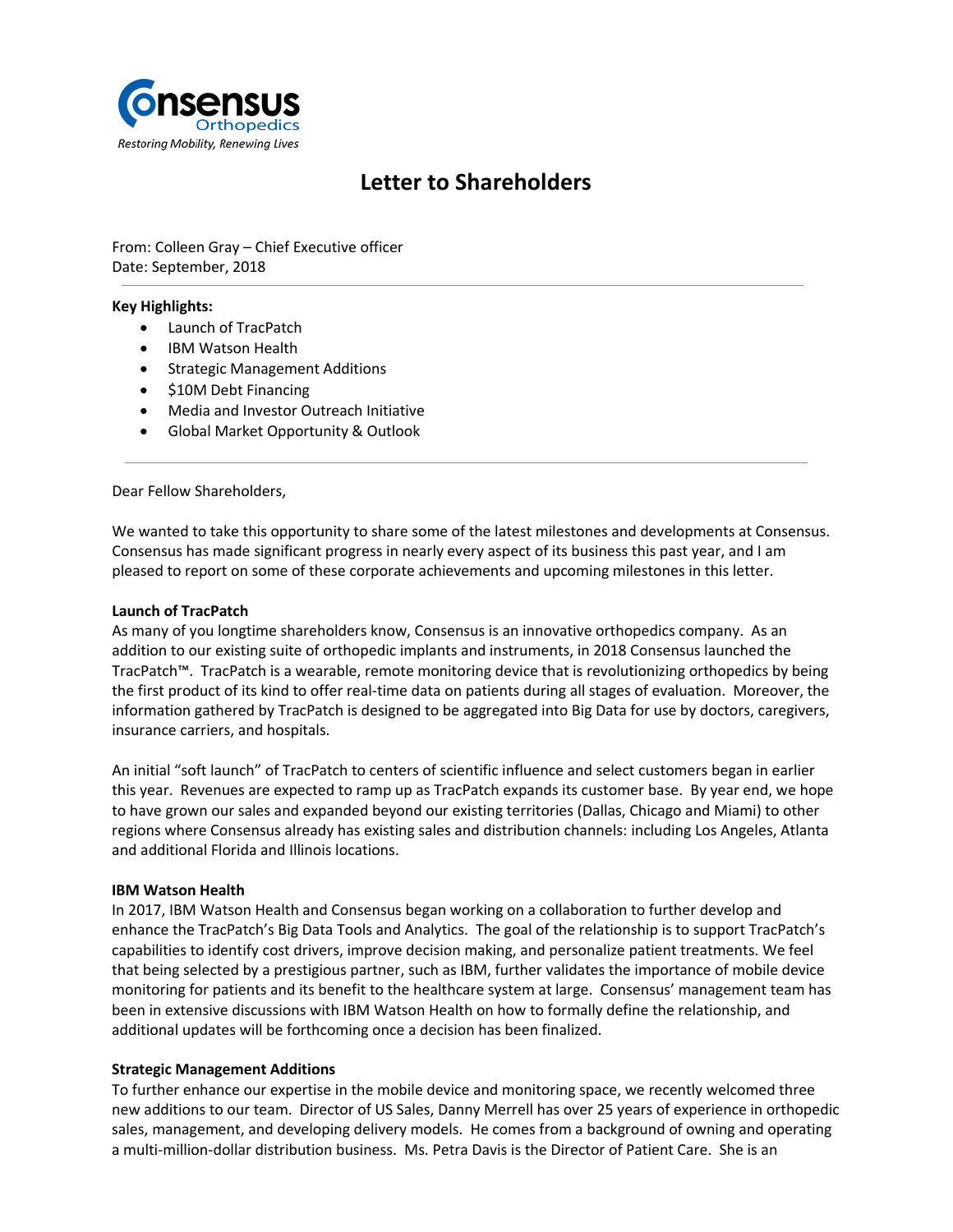Consensus Orthopedics

*Restoring Mobility, Renewing Lives*

# Letter to Shareholders

From: Colleen Gray – Chief Executive officer
Date: September, 2018

---

**Key Highlights:**

- Launch of TracPatch
- IBM Watson Health
- Strategic Management Additions
- $10M Debt Financing
- Media and Investor Outreach Initiative
- Global Market Opportunity & Outlook

---

Dear Fellow Shareholders,

We wanted to take this opportunity to share some of the latest milestones and developments at Consensus. Consensus has made significant progress in nearly every aspect of its business this past year, and I am pleased to report on some of these corporate achievements and upcoming milestones in this letter.

**Launch of TracPatch**

As many of you longtime shareholders know, Consensus is an innovative orthopedics company. As an addition to our existing suite of orthopedic implants and instruments, in 2018 Consensus launched the TracPatch™. TracPatch is a wearable, remote monitoring device that is revolutionizing orthopedics by being the first product of its kind to offer real-time data on patients during all stages of evaluation. Moreover, the information gathered by TracPatch is designed to be aggregated into Big Data for use by doctors, caregivers, insurance carriers, and hospitals.

An initial "soft launch" of TracPatch to centers of scientific influence and select customers began in earlier this year. Revenues are expected to ramp up as TracPatch expands its customer base. By year end, we hope to have grown our sales and expanded beyond our existing territories (Dallas, Chicago and Miami) to other regions where Consensus already has existing sales and distribution channels: including Los Angeles, Atlanta and additional Florida and Illinois locations.

**IBM Watson Health**

In 2017, IBM Watson Health and Consensus began working on a collaboration to further develop and enhance the TracPatch's Big Data Tools and Analytics. The goal of the relationship is to support TracPatch's capabilities to identify cost drivers, improve decision making, and personalize patient treatments. We feel that being selected by a prestigious partner, such as IBM, further validates the importance of mobile device monitoring for patients and its benefit to the healthcare system at large. Consensus' management team has been in extensive discussions with IBM Watson Health on how to formally define the relationship, and additional updates will be forthcoming once a decision has been finalized.

**Strategic Management Additions**

To further enhance our expertise in the mobile device and monitoring space, we recently welcomed three new additions to our team. Director of US Sales, Danny Merrell has over 25 years of experience in orthopedic sales, management, and developing delivery models. He comes from a background of owning and operating a multi-million-dollar distribution business. Ms. Petra Davis is the Director of Patient Care. She is an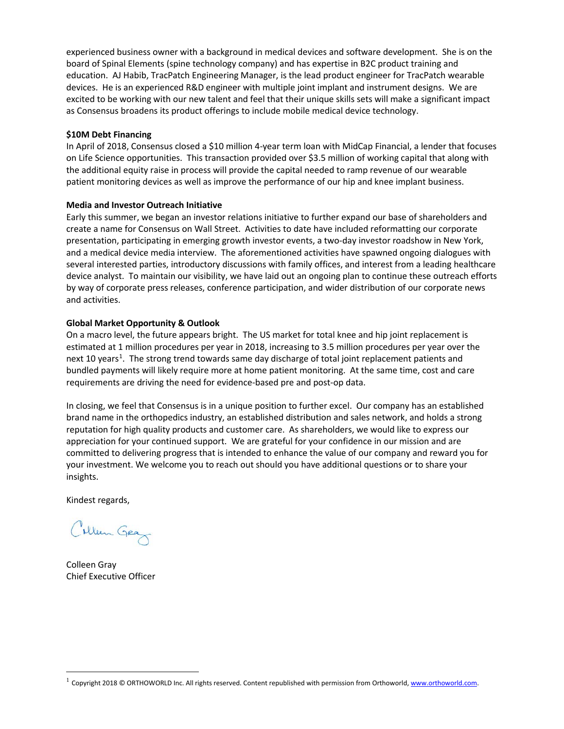experienced business owner with a background in medical devices and software development. She is on the board of Spinal Elements (spine technology company) and has expertise in B2C product training and education. AJ Habib, TracPatch Engineering Manager, is the lead product engineer for TracPatch wearable devices. He is an experienced R&D engineer with multiple joint implant and instrument designs. We are excited to be working with our new talent and feel that their unique skills sets will make a significant impact as Consensus broadens its product offerings to include mobile medical device technology.

**$10M Debt Financing**

In April of 2018, Consensus closed a $10 million 4-year term loan with MidCap Financial, a lender that focuses on Life Science opportunities. This transaction provided over $3.5 million of working capital that along with the additional equity raise in process will provide the capital needed to ramp revenue of our wearable patient monitoring devices as well as improve the performance of our hip and knee implant business.

**Media and Investor Outreach Initiative**

Early this summer, we began an investor relations initiative to further expand our base of shareholders and create a name for Consensus on Wall Street. Activities to date have included reformatting our corporate presentation, participating in emerging growth investor events, a two-day investor roadshow in New York, and a medical device media interview. The aforementioned activities have spawned ongoing dialogues with several interested parties, introductory discussions with family offices, and interest from a leading healthcare device analyst. To maintain our visibility, we have laid out an ongoing plan to continue these outreach efforts by way of corporate press releases, conference participation, and wider distribution of our corporate news and activities.

**Global Market Opportunity & Outlook**

On a macro level, the future appears bright. The US market for total knee and hip joint replacement is estimated at 1 million procedures per year in 2018, increasing to 3.5 million procedures per year over the next 10 years[1]. The strong trend towards same day discharge of total joint replacement patients and bundled payments will likely require more at home patient monitoring. At the same time, cost and care requirements are driving the need for evidence-based pre and post-op data.

In closing, we feel that Consensus is in a unique position to further excel. Our company has an established brand name in the orthopedics industry, an established distribution and sales network, and holds a strong reputation for high quality products and customer care. As shareholders, we would like to express our appreciation for your continued support. We are grateful for your confidence in our mission and are committed to delivering progress that is intended to enhance the value of our company and reward you for your investment. We welcome you to reach out should you have additional questions or to share your insights.

Kindest regards,

Colleen Gray
Chief Executive Officer

[1] Copyright 2018 © ORTHOWORLD Inc. All rights reserved. Content republished with permission from Orthoworld, www.orthoworld.com.